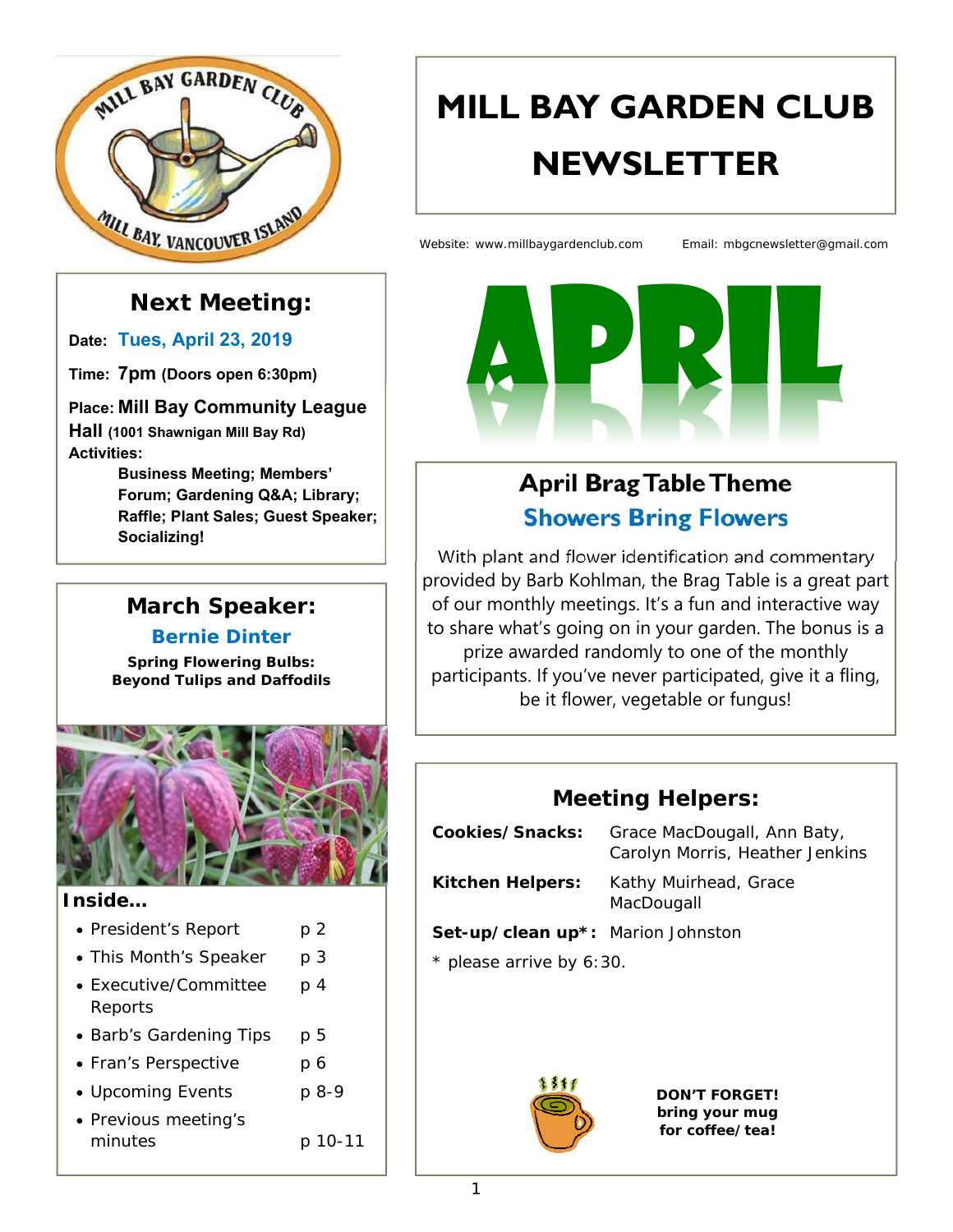# MILL BAY GARDEN CLUB NEWSLETTER

Website: www.millbaygardenclub.com Email: mbgcnewsletter@gmail.com

## Next Meeting:

**Date:** Tues, April 23, 2019

**Time:** 7pm (Doors open 6:30pm)

**Place:** Mill Bay Community League Hall (1001 Shawnigan Mill Bay Rd)

**Activities:**

Business Meeting; Members' Forum; Gardening Q&A; Library; Raffle; Plant Sales; Guest Speaker; Socializing!

## March Speaker:

### Bernie Dinter

**Spring Flowering Bulbs: Beyond Tulips and Daffodils**

### Inside...

| | |
|---|---|
| • President's Report | p 2 |
| • This Month's Speaker | p 3 |
| • Executive/Committee Reports | p 4 |
| • Barb's Gardening Tips | p 5 |
| • Fran's Perspective | p 6 |
| • Upcoming Events | p 8-9 |
| • Previous meeting's minutes | p 10-11 |

# APRIL

## April Brag Table Theme

### Showers Bring Flowers

With plant and flower identification and commentary provided by Barb Kohlman, the Brag Table is a great part of our monthly meetings. It's a fun and interactive way to share what's going on in your garden. The bonus is a prize awarded randomly to one of the monthly participants. If you've never participated, give it a fling, be it flower, vegetable or fungus!

## Meeting Helpers:

**Cookies/Snacks:** Grace MacDougall, Ann Baty, Carolyn Morris, Heather Jenkins

**Kitchen Helpers:** Kathy Muirhead, Grace MacDougall

**Set-up/clean up*:** Marion Johnston

\* please arrive by 6:30.

**DON'T FORGET! bring your mug for coffee/tea!**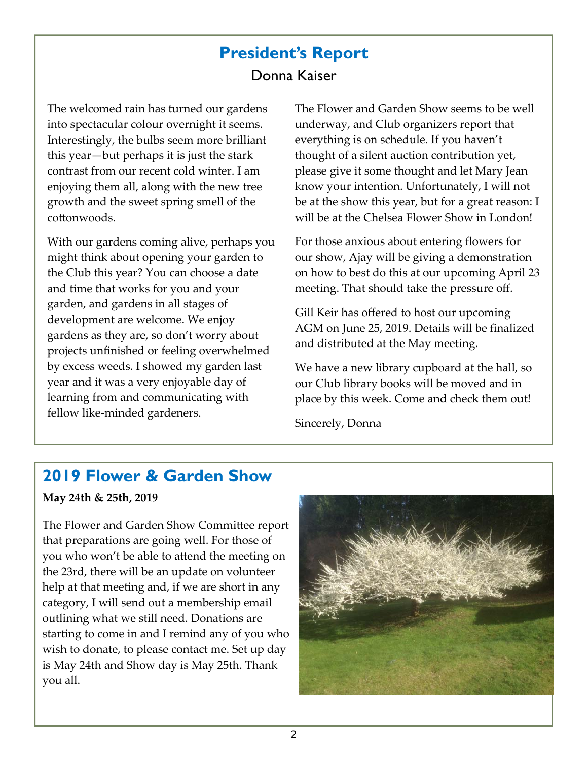## President's Report

Donna Kaiser

The welcomed rain has turned our gardens into spectacular colour overnight it seems. Interestingly, the bulbs seem more brilliant this year—but perhaps it is just the stark contrast from our recent cold winter. I am enjoying them all, along with the new tree growth and the sweet spring smell of the cottonwoods.

With our gardens coming alive, perhaps you might think about opening your garden to the Club this year? You can choose a date and time that works for you and your garden, and gardens in all stages of development are welcome. We enjoy gardens as they are, so don't worry about projects unfinished or feeling overwhelmed by excess weeds. I showed my garden last year and it was a very enjoyable day of learning from and communicating with fellow like-minded gardeners.

The Flower and Garden Show seems to be well underway, and Club organizers report that everything is on schedule. If you haven't thought of a silent auction contribution yet, please give it some thought and let Mary Jean know your intention. Unfortunately, I will not be at the show this year, but for a great reason: I will be at the Chelsea Flower Show in London!

For those anxious about entering flowers for our show, Ajay will be giving a demonstration on how to best do this at our upcoming April 23 meeting. That should take the pressure off.

Gill Keir has offered to host our upcoming AGM on June 25, 2019. Details will be finalized and distributed at the May meeting.

We have a new library cupboard at the hall, so our Club library books will be moved and in place by this week. Come and check them out!

Sincerely, Donna

## 2019 Flower & Garden Show

**May 24th & 25th, 2019**

The Flower and Garden Show Committee report that preparations are going well. For those of you who won't be able to attend the meeting on the 23rd, there will be an update on volunteer help at that meeting and, if we are short in any category, I will send out a membership email outlining what we still need. Donations are starting to come in and I remind any of you who wish to donate, to please contact me. Set up day is May 24th and Show day is May 25th. Thank you all.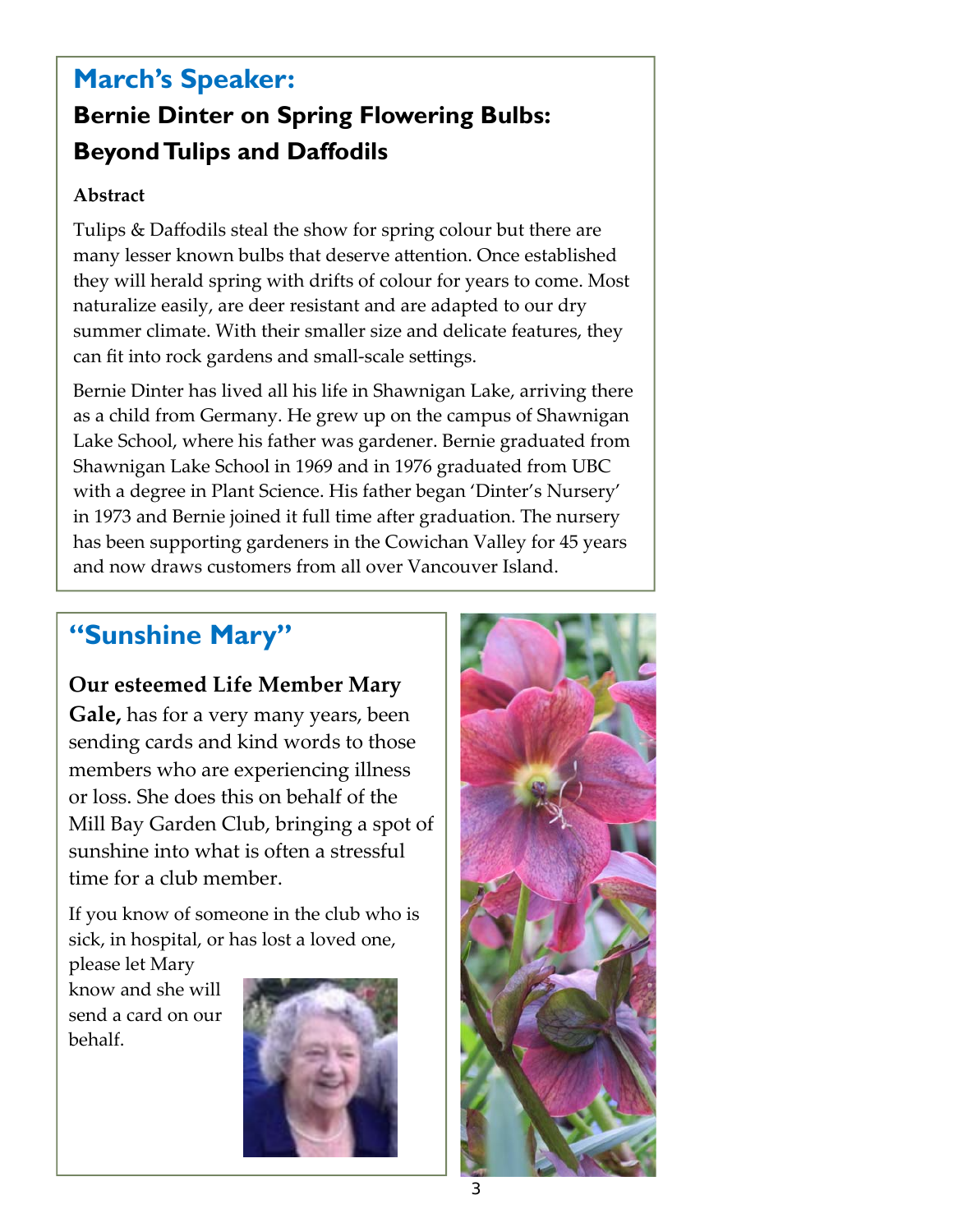## March's Speaker:

### Bernie Dinter on Spring Flowering Bulbs: Beyond Tulips and Daffodils

**Abstract**

Tulips & Daffodils steal the show for spring colour but there are many lesser known bulbs that deserve attention. Once established they will herald spring with drifts of colour for years to come. Most naturalize easily, are deer resistant and are adapted to our dry summer climate. With their smaller size and delicate features, they can fit into rock gardens and small-scale settings.

Bernie Dinter has lived all his life in Shawnigan Lake, arriving there as a child from Germany. He grew up on the campus of Shawnigan Lake School, where his father was gardener. Bernie graduated from Shawnigan Lake School in 1969 and in 1976 graduated from UBC with a degree in Plant Science. His father began 'Dinter's Nursery' in 1973 and Bernie joined it full time after graduation. The nursery has been supporting gardeners in the Cowichan Valley for 45 years and now draws customers from all over Vancouver Island.

## "Sunshine Mary"

**Our esteemed Life Member Mary Gale,** has for a very many years, been sending cards and kind words to those members who are experiencing illness or loss. She does this on behalf of the Mill Bay Garden Club, bringing a spot of sunshine into what is often a stressful time for a club member.

If you know of someone in the club who is sick, in hospital, or has lost a loved one, please let Mary know and she will send a card on our behalf.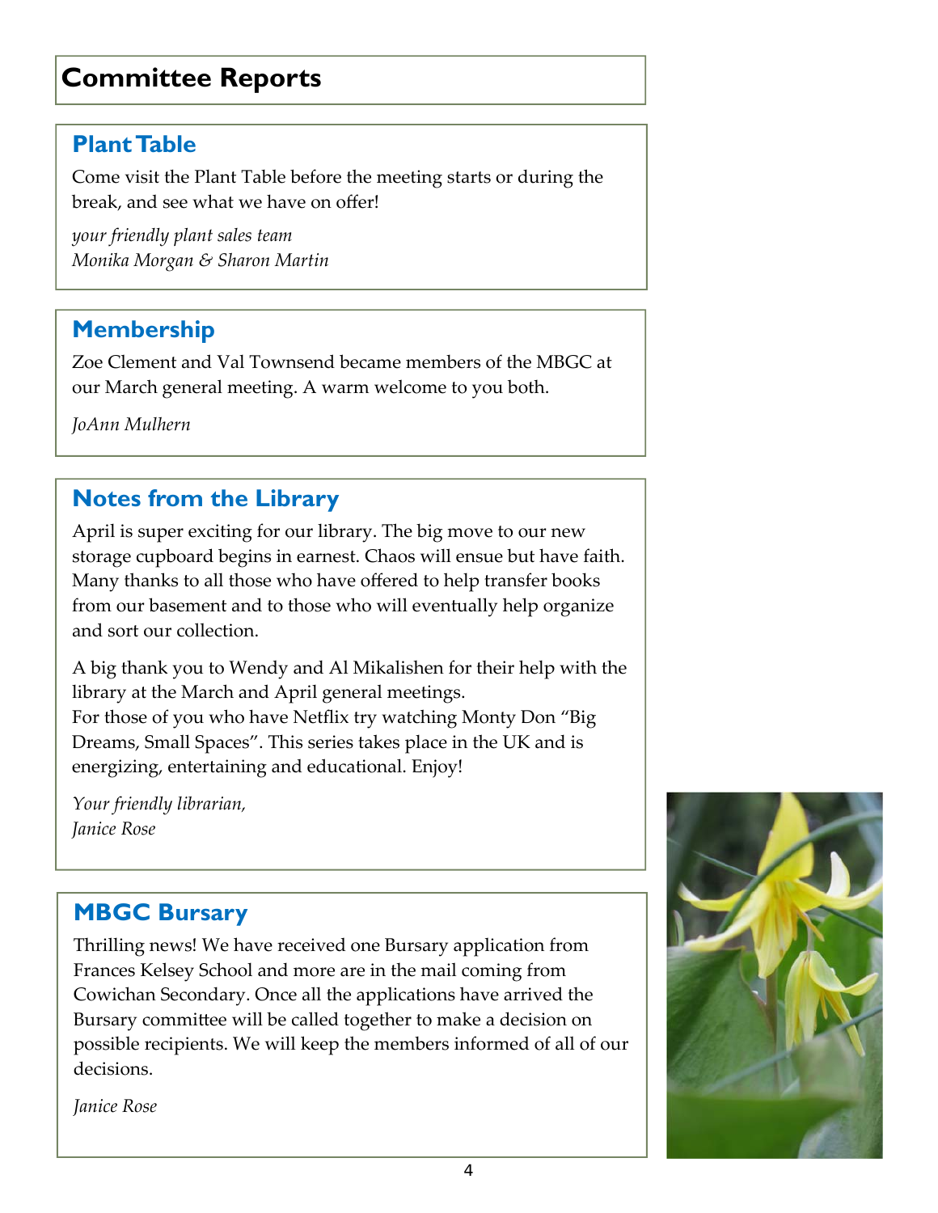# Committee Reports

## Plant Table

Come visit the Plant Table before the meeting starts or during the break, and see what we have on offer!

*your friendly plant sales team*
*Monika Morgan & Sharon Martin*

## Membership

Zoe Clement and Val Townsend became members of the MBGC at our March general meeting. A warm welcome to you both.

*JoAnn Mulhern*

## Notes from the Library

April is super exciting for our library. The big move to our new storage cupboard begins in earnest. Chaos will ensue but have faith. Many thanks to all those who have offered to help transfer books from our basement and to those who will eventually help organize and sort our collection.

A big thank you to Wendy and Al Mikalishen for their help with the library at the March and April general meetings.
For those of you who have Netflix try watching Monty Don "Big Dreams, Small Spaces". This series takes place in the UK and is energizing, entertaining and educational. Enjoy!

*Your friendly librarian,*
*Janice Rose*

## MBGC Bursary

Thrilling news! We have received one Bursary application from Frances Kelsey School and more are in the mail coming from Cowichan Secondary. Once all the applications have arrived the Bursary committee will be called together to make a decision on possible recipients. We will keep the members informed of all of our decisions.

*Janice Rose*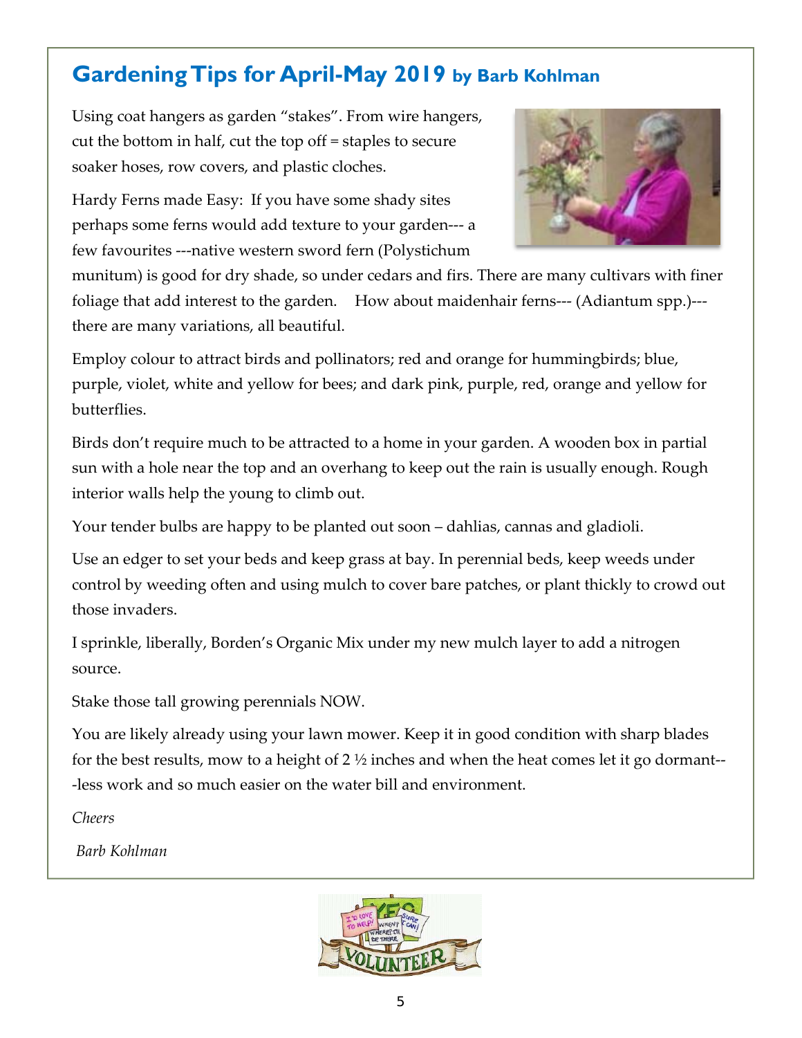# Gardening Tips for April-May 2019 by Barb Kohlman

Using coat hangers as garden "stakes". From wire hangers, cut the bottom in half, cut the top off = staples to secure soaker hoses, row covers, and plastic cloches.

Hardy Ferns made Easy: If you have some shady sites perhaps some ferns would add texture to your garden--- a few favourites ---native western sword fern (Polystichum munitum) is good for dry shade, so under cedars and firs. There are many cultivars with finer foliage that add interest to the garden. How about maidenhair ferns--- (Adiantum spp.)--- there are many variations, all beautiful.

Employ colour to attract birds and pollinators; red and orange for hummingbirds; blue, purple, violet, white and yellow for bees; and dark pink, purple, red, orange and yellow for butterflies.

Birds don't require much to be attracted to a home in your garden. A wooden box in partial sun with a hole near the top and an overhang to keep out the rain is usually enough. Rough interior walls help the young to climb out.

Your tender bulbs are happy to be planted out soon – dahlias, cannas and gladioli.

Use an edger to set your beds and keep grass at bay. In perennial beds, keep weeds under control by weeding often and using mulch to cover bare patches, or plant thickly to crowd out those invaders.

I sprinkle, liberally, Borden's Organic Mix under my new mulch layer to add a nitrogen source.

Stake those tall growing perennials NOW.

You are likely already using your lawn mower. Keep it in good condition with sharp blades for the best results, mow to a height of 2 ½ inches and when the heat comes let it go dormant---less work and so much easier on the water bill and environment.

*Cheers*

*Barb Kohlman*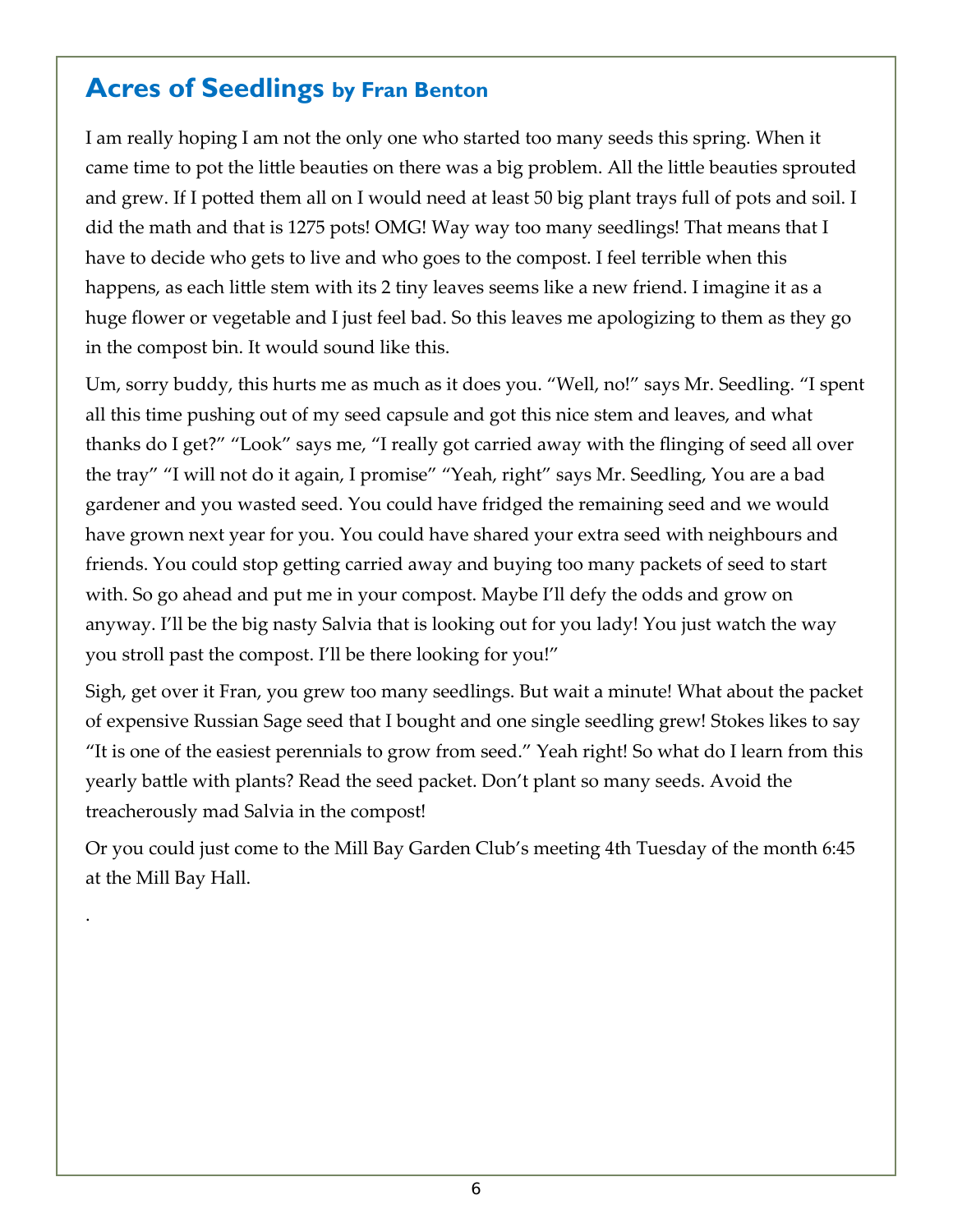## Acres of Seedlings **by Fran Benton**

I am really hoping I am not the only one who started too many seeds this spring. When it came time to pot the little beauties on there was a big problem. All the little beauties sprouted and grew. If I potted them all on I would need at least 50 big plant trays full of pots and soil. I did the math and that is 1275 pots! OMG! Way way too many seedlings! That means that I have to decide who gets to live and who goes to the compost. I feel terrible when this happens, as each little stem with its 2 tiny leaves seems like a new friend. I imagine it as a huge flower or vegetable and I just feel bad. So this leaves me apologizing to them as they go in the compost bin. It would sound like this.

Um, sorry buddy, this hurts me as much as it does you. "Well, no!" says Mr. Seedling. "I spent all this time pushing out of my seed capsule and got this nice stem and leaves, and what thanks do I get?" "Look" says me, "I really got carried away with the flinging of seed all over the tray" "I will not do it again, I promise" "Yeah, right" says Mr. Seedling, You are a bad gardener and you wasted seed. You could have fridged the remaining seed and we would have grown next year for you. You could have shared your extra seed with neighbours and friends. You could stop getting carried away and buying too many packets of seed to start with. So go ahead and put me in your compost. Maybe I'll defy the odds and grow on anyway. I'll be the big nasty Salvia that is looking out for you lady! You just watch the way you stroll past the compost. I'll be there looking for you!"

Sigh, get over it Fran, you grew too many seedlings. But wait a minute! What about the packet of expensive Russian Sage seed that I bought and one single seedling grew! Stokes likes to say "It is one of the easiest perennials to grow from seed." Yeah right! So what do I learn from this yearly battle with plants? Read the seed packet. Don't plant so many seeds. Avoid the treacherously mad Salvia in the compost!

Or you could just come to the Mill Bay Garden Club's meeting 4th Tuesday of the month 6:45 at the Mill Bay Hall.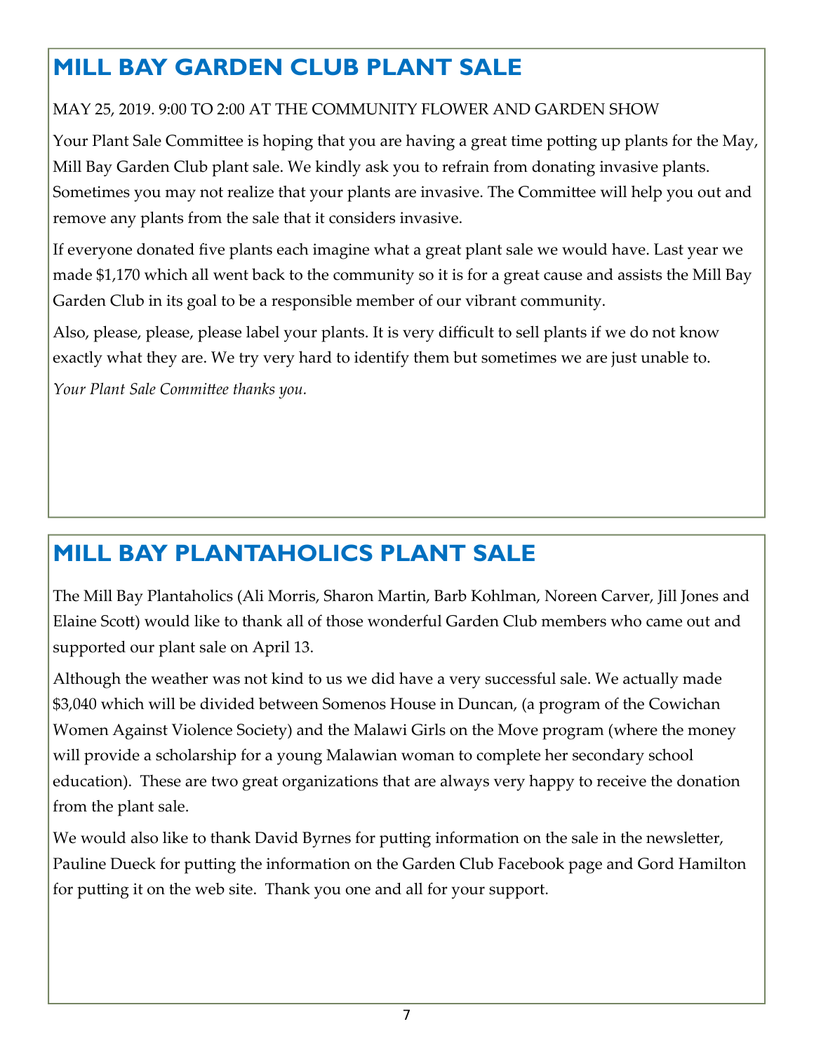## MILL BAY GARDEN CLUB PLANT SALE

MAY 25, 2019. 9:00 TO 2:00 AT THE COMMUNITY FLOWER AND GARDEN SHOW

Your Plant Sale Committee is hoping that you are having a great time potting up plants for the May, Mill Bay Garden Club plant sale. We kindly ask you to refrain from donating invasive plants. Sometimes you may not realize that your plants are invasive. The Committee will help you out and remove any plants from the sale that it considers invasive.

If everyone donated five plants each imagine what a great plant sale we would have. Last year we made $1,170 which all went back to the community so it is for a great cause and assists the Mill Bay Garden Club in its goal to be a responsible member of our vibrant community.

Also, please, please, please label your plants. It is very difficult to sell plants if we do not know exactly what they are. We try very hard to identify them but sometimes we are just unable to.

*Your Plant Sale Committee thanks you.*

## MILL BAY PLANTAHOLICS PLANT SALE

The Mill Bay Plantaholics (Ali Morris, Sharon Martin, Barb Kohlman, Noreen Carver, Jill Jones and Elaine Scott) would like to thank all of those wonderful Garden Club members who came out and supported our plant sale on April 13.

Although the weather was not kind to us we did have a very successful sale. We actually made $3,040 which will be divided between Somenos House in Duncan, (a program of the Cowichan Women Against Violence Society) and the Malawi Girls on the Move program (where the money will provide a scholarship for a young Malawian woman to complete her secondary school education). These are two great organizations that are always very happy to receive the donation from the plant sale.

We would also like to thank David Byrnes for putting information on the sale in the newsletter, Pauline Dueck for putting the information on the Garden Club Facebook page and Gord Hamilton for putting it on the web site. Thank you one and all for your support.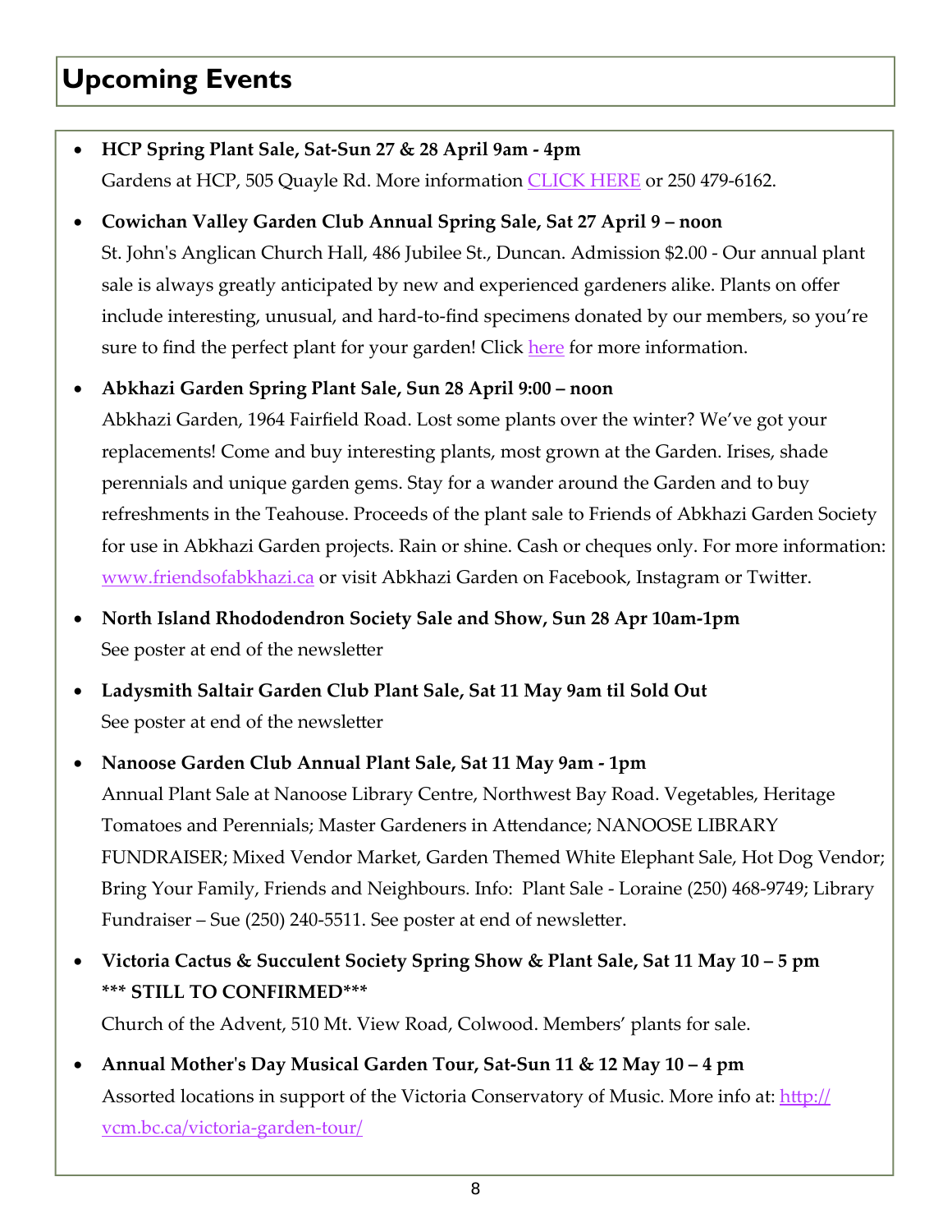# Upcoming Events

- **HCP Spring Plant Sale, Sat-Sun 27 & 28 April 9am - 4pm**
  Gardens at HCP, 505 Quayle Rd. More information CLICK HERE or 250 479-6162.

- **Cowichan Valley Garden Club Annual Spring Sale, Sat 27 April 9 – noon**
  St. John's Anglican Church Hall, 486 Jubilee St., Duncan. Admission $2.00 - Our annual plant sale is always greatly anticipated by new and experienced gardeners alike. Plants on offer include interesting, unusual, and hard-to-find specimens donated by our members, so you're sure to find the perfect plant for your garden! Click here for more information.

- **Abkhazi Garden Spring Plant Sale, Sun 28 April 9:00 – noon**
  Abkhazi Garden, 1964 Fairfield Road. Lost some plants over the winter? We've got your replacements! Come and buy interesting plants, most grown at the Garden. Irises, shade perennials and unique garden gems. Stay for a wander around the Garden and to buy refreshments in the Teahouse. Proceeds of the plant sale to Friends of Abkhazi Garden Society for use in Abkhazi Garden projects. Rain or shine. Cash or cheques only. For more information: www.friendsofabkhazi.ca or visit Abkhazi Garden on Facebook, Instagram or Twitter.

- **North Island Rhododendron Society Sale and Show, Sun 28 Apr 10am-1pm**
  See poster at end of the newsletter

- **Ladysmith Saltair Garden Club Plant Sale, Sat 11 May 9am til Sold Out**
  See poster at end of the newsletter

- **Nanoose Garden Club Annual Plant Sale, Sat 11 May 9am - 1pm**
  Annual Plant Sale at Nanoose Library Centre, Northwest Bay Road. Vegetables, Heritage Tomatoes and Perennials; Master Gardeners in Attendance; NANOOSE LIBRARY FUNDRAISER; Mixed Vendor Market, Garden Themed White Elephant Sale, Hot Dog Vendor; Bring Your Family, Friends and Neighbours. Info: Plant Sale - Loraine (250) 468-9749; Library Fundraiser – Sue (250) 240-5511. See poster at end of newsletter.

- **Victoria Cactus & Succulent Society Spring Show & Plant Sale, Sat 11 May 10 – 5 pm**
  **\*\*\* STILL TO CONFIRMED\*\*\***
  Church of the Advent, 510 Mt. View Road, Colwood. Members' plants for sale.

- **Annual Mother's Day Musical Garden Tour, Sat-Sun 11 & 12 May 10 – 4 pm**
  Assorted locations in support of the Victoria Conservatory of Music. More info at: http://vcm.bc.ca/victoria-garden-tour/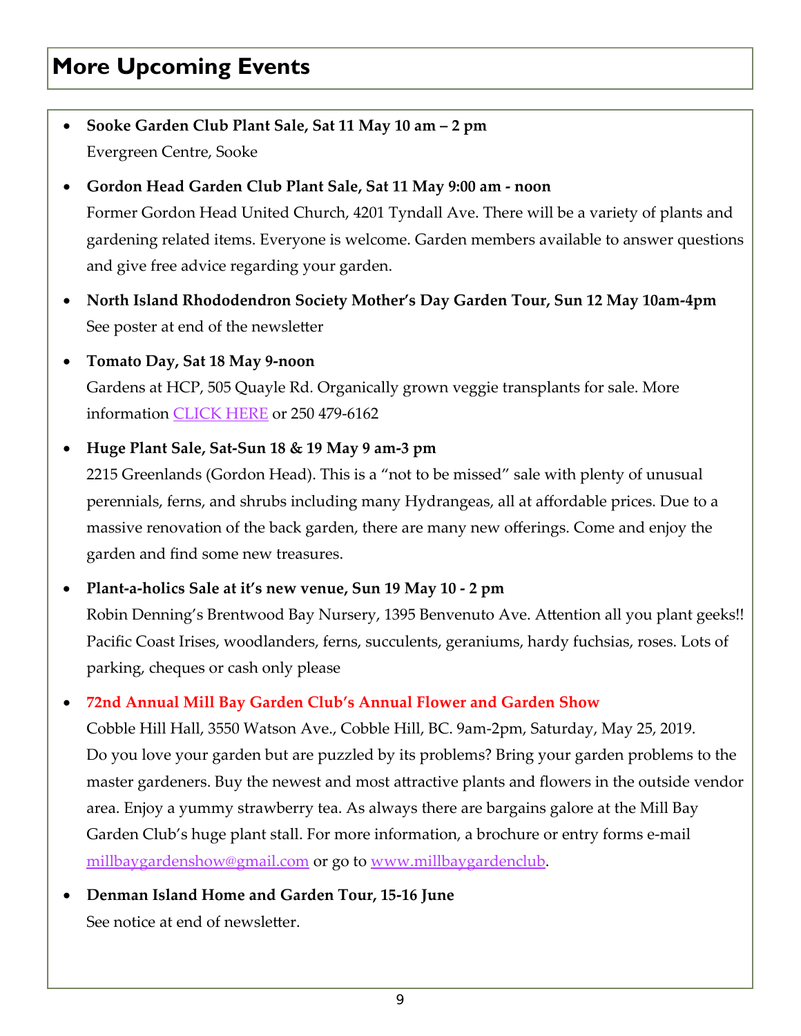## More Upcoming Events

- **Sooke Garden Club Plant Sale, Sat 11 May 10 am – 2 pm**
  Evergreen Centre, Sooke

- **Gordon Head Garden Club Plant Sale, Sat 11 May 9:00 am - noon**
  Former Gordon Head United Church, 4201 Tyndall Ave. There will be a variety of plants and gardening related items. Everyone is welcome. Garden members available to answer questions and give free advice regarding your garden.

- **North Island Rhododendron Society Mother's Day Garden Tour, Sun 12 May 10am-4pm**
  See poster at end of the newsletter

- **Tomato Day, Sat 18 May 9-noon**
  Gardens at HCP, 505 Quayle Rd. Organically grown veggie transplants for sale. More information CLICK HERE or 250 479-6162

- **Huge Plant Sale, Sat-Sun 18 & 19 May 9 am-3 pm**
  2215 Greenlands (Gordon Head). This is a "not to be missed" sale with plenty of unusual perennials, ferns, and shrubs including many Hydrangeas, all at affordable prices. Due to a massive renovation of the back garden, there are many new offerings. Come and enjoy the garden and find some new treasures.

- **Plant-a-holics Sale at it's new venue, Sun 19 May 10 - 2 pm**
  Robin Denning's Brentwood Bay Nursery, 1395 Benvenuto Ave. Attention all you plant geeks!! Pacific Coast Irises, woodlanders, ferns, succulents, geraniums, hardy fuchsias, roses. Lots of parking, cheques or cash only please

- **72nd Annual Mill Bay Garden Club's Annual Flower and Garden Show**
  Cobble Hill Hall, 3550 Watson Ave., Cobble Hill, BC. 9am-2pm, Saturday, May 25, 2019. Do you love your garden but are puzzled by its problems? Bring your garden problems to the master gardeners. Buy the newest and most attractive plants and flowers in the outside vendor area. Enjoy a yummy strawberry tea. As always there are bargains galore at the Mill Bay Garden Club's huge plant stall. For more information, a brochure or entry forms e-mail millbaygardenshow@gmail.com or go to www.millbaygardenclub.

- **Denman Island Home and Garden Tour, 15-16 June**
  See notice at end of newsletter.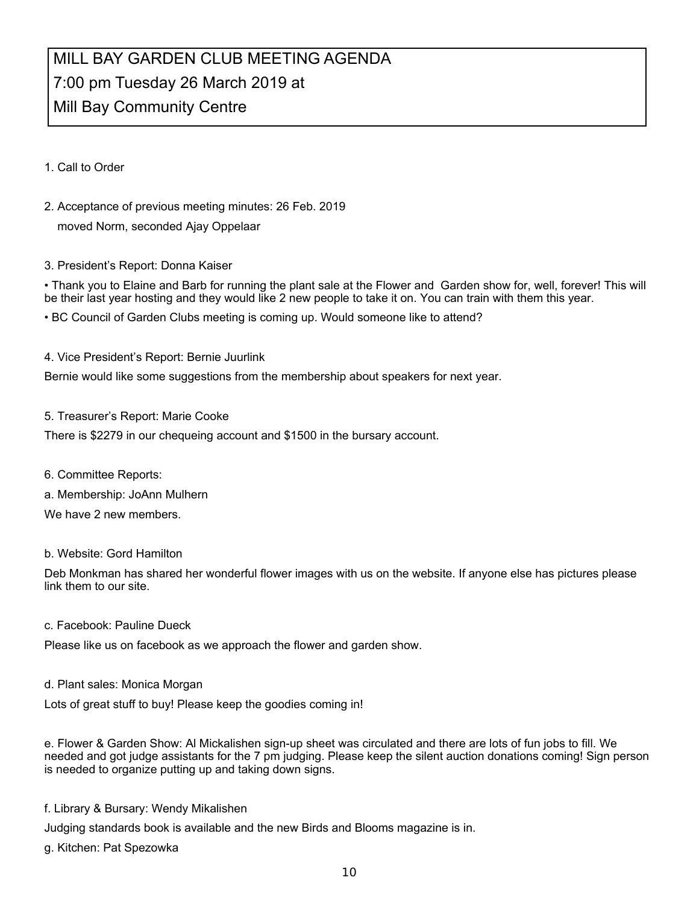# MILL BAY GARDEN CLUB MEETING AGENDA
# 7:00 pm Tuesday 26 March 2019 at
# Mill Bay Community Centre

1. Call to Order

2. Acceptance of previous meeting minutes: 26 Feb. 2019
   moved Norm, seconded Ajay Oppelaar

3. President's Report: Donna Kaiser

• Thank you to Elaine and Barb for running the plant sale at the Flower and Garden show for, well, forever! This will be their last year hosting and they would like 2 new people to take it on. You can train with them this year.

• BC Council of Garden Clubs meeting is coming up. Would someone like to attend?

4. Vice President's Report: Bernie Juurlink

Bernie would like some suggestions from the membership about speakers for next year.

5. Treasurer's Report: Marie Cooke

There is $2279 in our chequeing account and $1500 in the bursary account.

6. Committee Reports:

a. Membership: JoAnn Mulhern

We have 2 new members.

b. Website: Gord Hamilton

Deb Monkman has shared her wonderful flower images with us on the website. If anyone else has pictures please link them to our site.

c. Facebook: Pauline Dueck

Please like us on facebook as we approach the flower and garden show.

d. Plant sales: Monica Morgan

Lots of great stuff to buy! Please keep the goodies coming in!

e. Flower & Garden Show: Al Mickalishen sign-up sheet was circulated and there are lots of fun jobs to fill. We needed and got judge assistants for the 7 pm judging. Please keep the silent auction donations coming! Sign person is needed to organize putting up and taking down signs.

f. Library & Bursary: Wendy Mikalishen

Judging standards book is available and the new Birds and Blooms magazine is in.

g. Kitchen: Pat Spezowka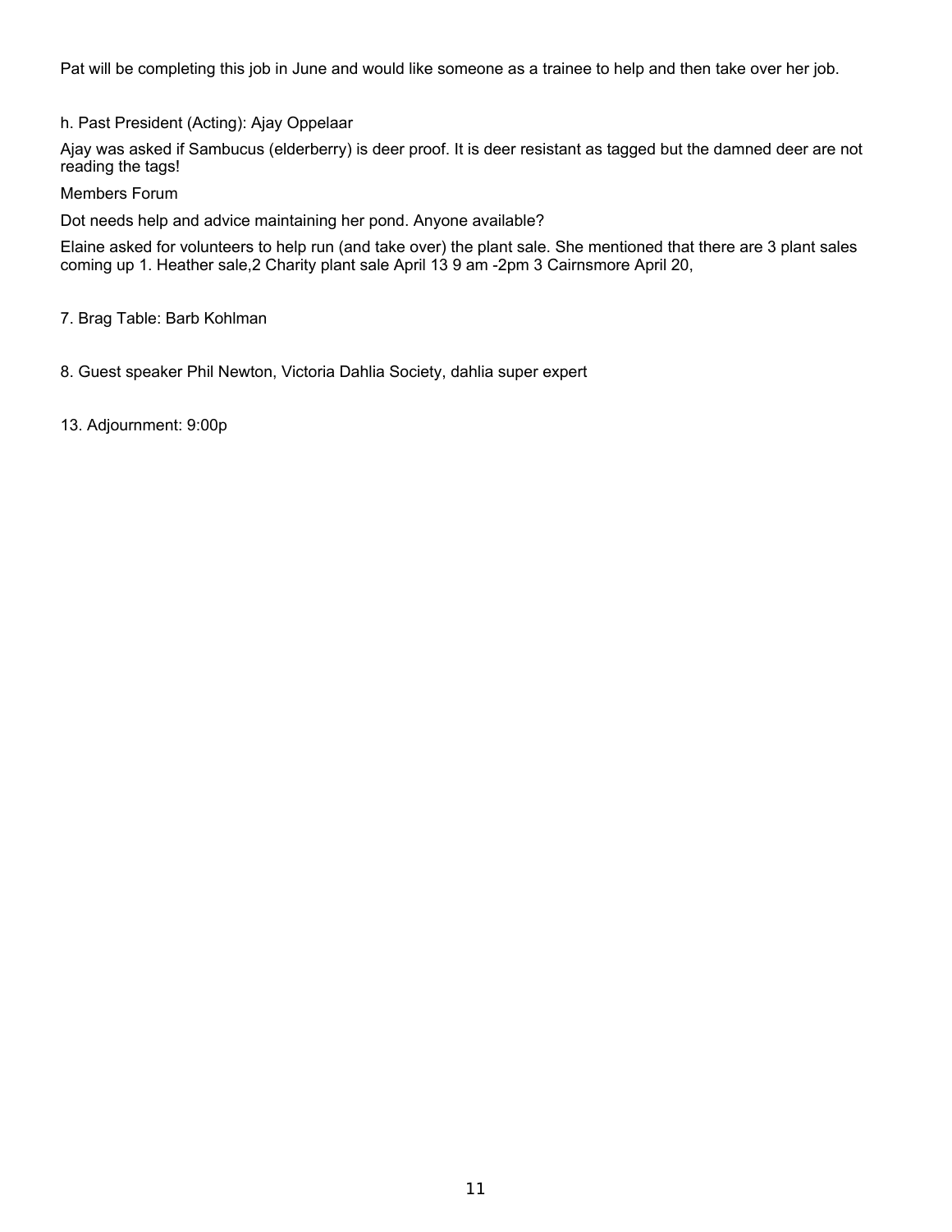Pat will be completing this job in June and would like someone as a trainee to help and then take over her job.

h. Past President (Acting): Ajay Oppelaar

Ajay was asked if Sambucus (elderberry) is deer proof. It is deer resistant as tagged but the damned deer are not reading the tags!

Members Forum

Dot needs help and advice maintaining her pond. Anyone available?

Elaine asked for volunteers to help run (and take over) the plant sale. She mentioned that there are 3 plant sales coming up 1. Heather sale,2 Charity plant sale April 13 9 am -2pm 3 Cairnsmore April 20,

7. Brag Table: Barb Kohlman

8. Guest speaker Phil Newton, Victoria Dahlia Society, dahlia super expert

13. Adjournment: 9:00p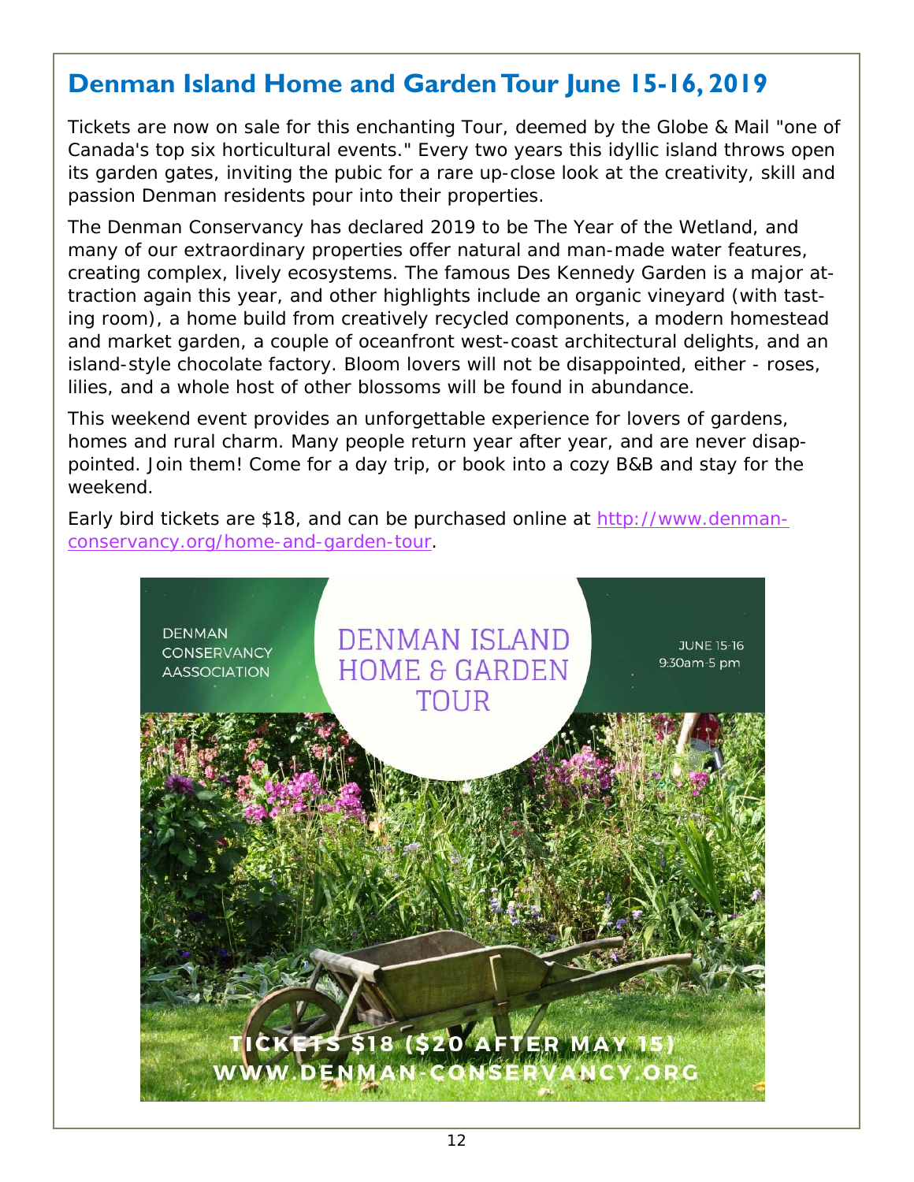# Denman Island Home and Garden Tour June 15-16, 2019

Tickets are now on sale for this enchanting Tour, deemed by the Globe & Mail "one of Canada's top six horticultural events." Every two years this idyllic island throws open its garden gates, inviting the pubic for a rare up-close look at the creativity, skill and passion Denman residents pour into their properties.

The Denman Conservancy has declared 2019 to be The Year of the Wetland, and many of our extraordinary properties offer natural and man-made water features, creating complex, lively ecosystems. The famous Des Kennedy Garden is a major attraction again this year, and other highlights include an organic vineyard (with tasting room), a home build from creatively recycled components, a modern homestead and market garden, a couple of oceanfront west-coast architectural delights, and an island-style chocolate factory. Bloom lovers will not be disappointed, either - roses, lilies, and a whole host of other blossoms will be found in abundance.

This weekend event provides an unforgettable experience for lovers of gardens, homes and rural charm. Many people return year after year, and are never disappointed. Join them! Come for a day trip, or book into a cozy B&B and stay for the weekend.

Early bird tickets are $18, and can be purchased online at [http://www.denman-conservancy.org/home-and-garden-tour](http://www.denman-conservancy.org/home-and-garden-tour).

DENMAN CONSERVANCY AASSOCIATION

DENMAN ISLAND HOME & GARDEN TOUR

JUNE 15-16
9:30am-5 pm

TICKETS $18 ($20 AFTER MAY 15)
WWW.DENMAN-CONSERVANCY.ORG